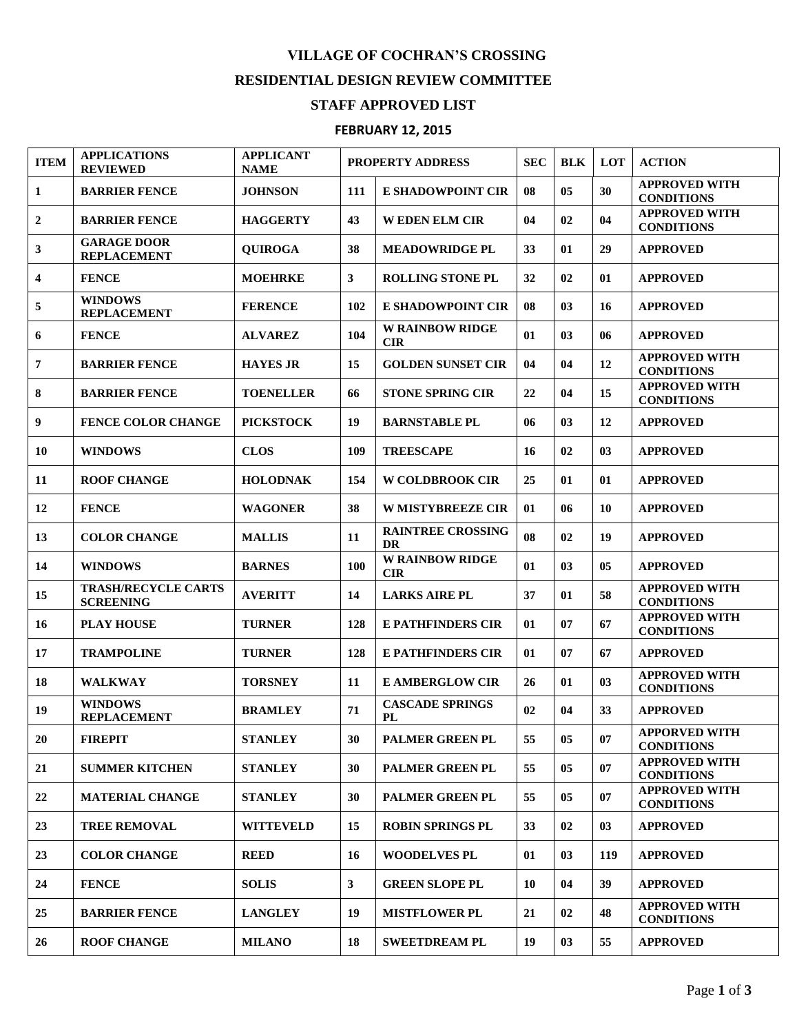# VILLAGE OF COCHRAN'S CROSSING

## RESIDENTIAL DESIGN REVIEW COMMITTEE

## STAFF APPROVED LIST

### FEBRUARY 12, 2015

| ITEM | APPLICATIONS REVIEWED | APPLICANT NAME | PROPERTY ADDRESS | | SEC | BLK | LOT | ACTION |
|---|---|---|---|---|---|---|---|---|
| 1 | BARRIER FENCE | JOHNSON | 111 | E SHADOWPOINT CIR | 08 | 05 | 30 | APPROVED WITH CONDITIONS |
| 2 | BARRIER FENCE | HAGGERTY | 43 | W EDEN ELM CIR | 04 | 02 | 04 | APPROVED WITH CONDITIONS |
| 3 | GARAGE DOOR REPLACEMENT | QUIROGA | 38 | MEADOWRIDGE PL | 33 | 01 | 29 | APPROVED |
| 4 | FENCE | MOEHRKE | 3 | ROLLING STONE PL | 32 | 02 | 01 | APPROVED |
| 5 | WINDOWS REPLACEMENT | FERENCE | 102 | E SHADOWPOINT CIR | 08 | 03 | 16 | APPROVED |
| 6 | FENCE | ALVAREZ | 104 | W RAINBOW RIDGE CIR | 01 | 03 | 06 | APPROVED |
| 7 | BARRIER FENCE | HAYES JR | 15 | GOLDEN SUNSET CIR | 04 | 04 | 12 | APPROVED WITH CONDITIONS |
| 8 | BARRIER FENCE | TOENELLER | 66 | STONE SPRING CIR | 22 | 04 | 15 | APPROVED WITH CONDITIONS |
| 9 | FENCE COLOR CHANGE | PICKSTOCK | 19 | BARNSTABLE PL | 06 | 03 | 12 | APPROVED |
| 10 | WINDOWS | CLOS | 109 | TREESCAPE | 16 | 02 | 03 | APPROVED |
| 11 | ROOF CHANGE | HOLODNAK | 154 | W COLDBROOK CIR | 25 | 01 | 01 | APPROVED |
| 12 | FENCE | WAGONER | 38 | W MISTYBREEZE CIR | 01 | 06 | 10 | APPROVED |
| 13 | COLOR CHANGE | MALLIS | 11 | RAINTREE CROSSING DR | 08 | 02 | 19 | APPROVED |
| 14 | WINDOWS | BARNES | 100 | W RAINBOW RIDGE CIR | 01 | 03 | 05 | APPROVED |
| 15 | TRASH/RECYCLE CARTS SCREENING | AVERITT | 14 | LARKS AIRE PL | 37 | 01 | 58 | APPROVED WITH CONDITIONS |
| 16 | PLAY HOUSE | TURNER | 128 | E PATHFINDERS CIR | 01 | 07 | 67 | APPROVED WITH CONDITIONS |
| 17 | TRAMPOLINE | TURNER | 128 | E PATHFINDERS CIR | 01 | 07 | 67 | APPROVED |
| 18 | WALKWAY | TORSNEY | 11 | E AMBERGLOW CIR | 26 | 01 | 03 | APPROVED WITH CONDITIONS |
| 19 | WINDOWS REPLACEMENT | BRAMLEY | 71 | CASCADE SPRINGS PL | 02 | 04 | 33 | APPROVED |
| 20 | FIREPIT | STANLEY | 30 | PALMER GREEN PL | 55 | 05 | 07 | APPORVED WITH CONDITIONS |
| 21 | SUMMER KITCHEN | STANLEY | 30 | PALMER GREEN PL | 55 | 05 | 07 | APPROVED WITH CONDITIONS |
| 22 | MATERIAL CHANGE | STANLEY | 30 | PALMER GREEN PL | 55 | 05 | 07 | APPROVED WITH CONDITIONS |
| 23 | TREE REMOVAL | WITTEVELD | 15 | ROBIN SPRINGS PL | 33 | 02 | 03 | APPROVED |
| 23 | COLOR CHANGE | REED | 16 | WOODELVES PL | 01 | 03 | 119 | APPROVED |
| 24 | FENCE | SOLIS | 3 | GREEN SLOPE PL | 10 | 04 | 39 | APPROVED |
| 25 | BARRIER FENCE | LANGLEY | 19 | MISTFLOWER PL | 21 | 02 | 48 | APPROVED WITH CONDITIONS |
| 26 | ROOF CHANGE | MILANO | 18 | SWEETDREAM PL | 19 | 03 | 55 | APPROVED |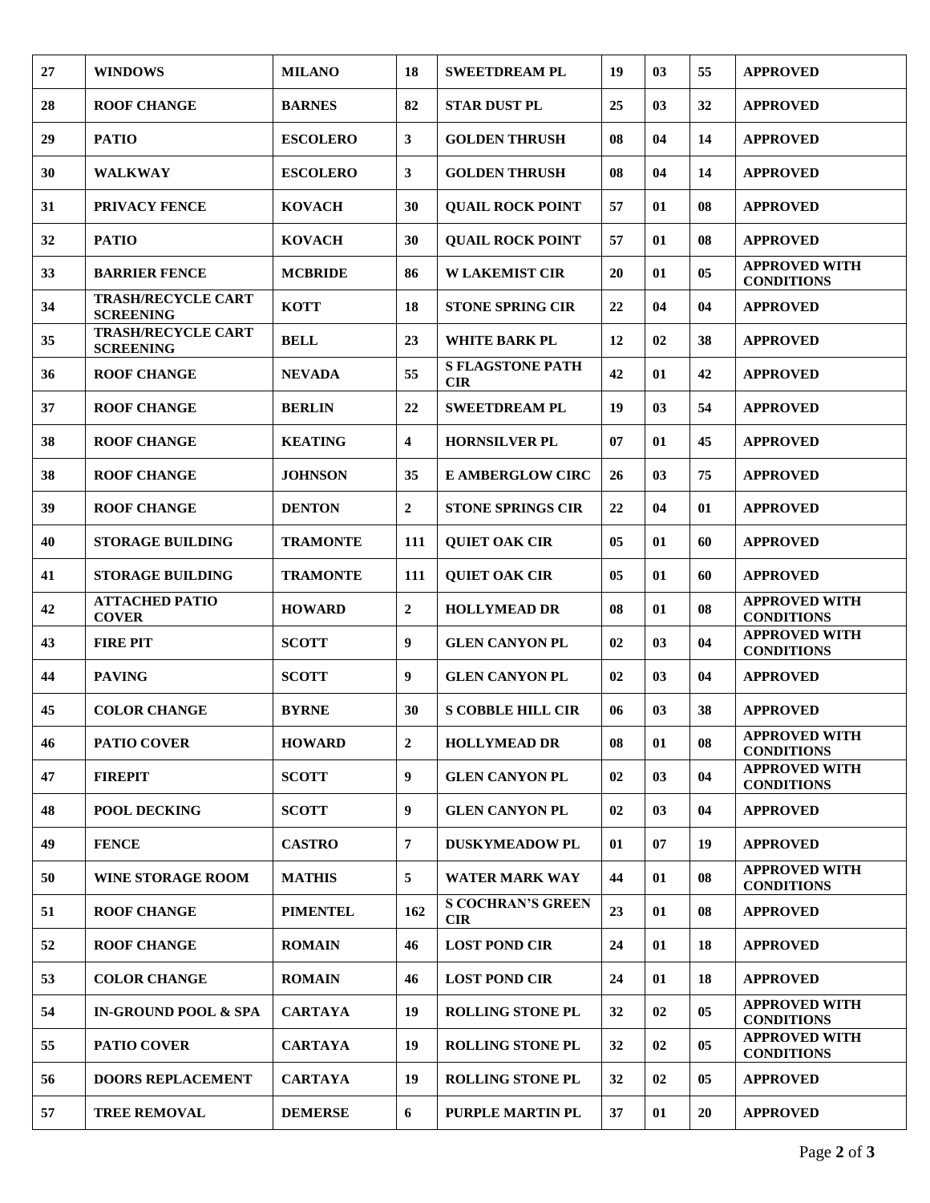| 27 | WINDOWS | MILANO | 18 | SWEETDREAM PL | 19 | 03 | 55 | APPROVED |
|---|---|---|---|---|---|---|---|---|
| 28 | ROOF CHANGE | BARNES | 82 | STAR DUST PL | 25 | 03 | 32 | APPROVED |
| 29 | PATIO | ESCOLERO | 3 | GOLDEN THRUSH | 08 | 04 | 14 | APPROVED |
| 30 | WALKWAY | ESCOLERO | 3 | GOLDEN THRUSH | 08 | 04 | 14 | APPROVED |
| 31 | PRIVACY FENCE | KOVACH | 30 | QUAIL ROCK POINT | 57 | 01 | 08 | APPROVED |
| 32 | PATIO | KOVACH | 30 | QUAIL ROCK POINT | 57 | 01 | 08 | APPROVED |
| 33 | BARRIER FENCE | MCBRIDE | 86 | W LAKEMIST CIR | 20 | 01 | 05 | APPROVED WITH CONDITIONS |
| 34 | TRASH/RECYCLE CART SCREENING | KOTT | 18 | STONE SPRING CIR | 22 | 04 | 04 | APPROVED |
| 35 | TRASH/RECYCLE CART SCREENING | BELL | 23 | WHITE BARK PL | 12 | 02 | 38 | APPROVED |
| 36 | ROOF CHANGE | NEVADA | 55 | S FLAGSTONE PATH CIR | 42 | 01 | 42 | APPROVED |
| 37 | ROOF CHANGE | BERLIN | 22 | SWEETDREAM PL | 19 | 03 | 54 | APPROVED |
| 38 | ROOF CHANGE | KEATING | 4 | HORNSILVER PL | 07 | 01 | 45 | APPROVED |
| 38 | ROOF CHANGE | JOHNSON | 35 | E AMBERGLOW CIRC | 26 | 03 | 75 | APPROVED |
| 39 | ROOF CHANGE | DENTON | 2 | STONE SPRINGS CIR | 22 | 04 | 01 | APPROVED |
| 40 | STORAGE BUILDING | TRAMONTE | 111 | QUIET OAK CIR | 05 | 01 | 60 | APPROVED |
| 41 | STORAGE BUILDING | TRAMONTE | 111 | QUIET OAK CIR | 05 | 01 | 60 | APPROVED |
| 42 | ATTACHED PATIO COVER | HOWARD | 2 | HOLLYMEAD DR | 08 | 01 | 08 | APPROVED WITH CONDITIONS |
| 43 | FIRE PIT | SCOTT | 9 | GLEN CANYON PL | 02 | 03 | 04 | APPROVED WITH CONDITIONS |
| 44 | PAVING | SCOTT | 9 | GLEN CANYON PL | 02 | 03 | 04 | APPROVED |
| 45 | COLOR CHANGE | BYRNE | 30 | S COBBLE HILL CIR | 06 | 03 | 38 | APPROVED |
| 46 | PATIO COVER | HOWARD | 2 | HOLLYMEAD DR | 08 | 01 | 08 | APPROVED WITH CONDITIONS |
| 47 | FIREPIT | SCOTT | 9 | GLEN CANYON PL | 02 | 03 | 04 | APPROVED WITH CONDITIONS |
| 48 | POOL DECKING | SCOTT | 9 | GLEN CANYON PL | 02 | 03 | 04 | APPROVED |
| 49 | FENCE | CASTRO | 7 | DUSKYMEADOW PL | 01 | 07 | 19 | APPROVED |
| 50 | WINE STORAGE ROOM | MATHIS | 5 | WATER MARK WAY | 44 | 01 | 08 | APPROVED WITH CONDITIONS |
| 51 | ROOF CHANGE | PIMENTEL | 162 | S COCHRAN'S GREEN CIR | 23 | 01 | 08 | APPROVED |
| 52 | ROOF CHANGE | ROMAIN | 46 | LOST POND CIR | 24 | 01 | 18 | APPROVED |
| 53 | COLOR CHANGE | ROMAIN | 46 | LOST POND CIR | 24 | 01 | 18 | APPROVED |
| 54 | IN-GROUND POOL & SPA | CARTAYA | 19 | ROLLING STONE PL | 32 | 02 | 05 | APPROVED WITH CONDITIONS |
| 55 | PATIO COVER | CARTAYA | 19 | ROLLING STONE PL | 32 | 02 | 05 | APPROVED WITH CONDITIONS |
| 56 | DOORS REPLACEMENT | CARTAYA | 19 | ROLLING STONE PL | 32 | 02 | 05 | APPROVED |
| 57 | TREE REMOVAL | DEMERSE | 6 | PURPLE MARTIN PL | 37 | 01 | 20 | APPROVED |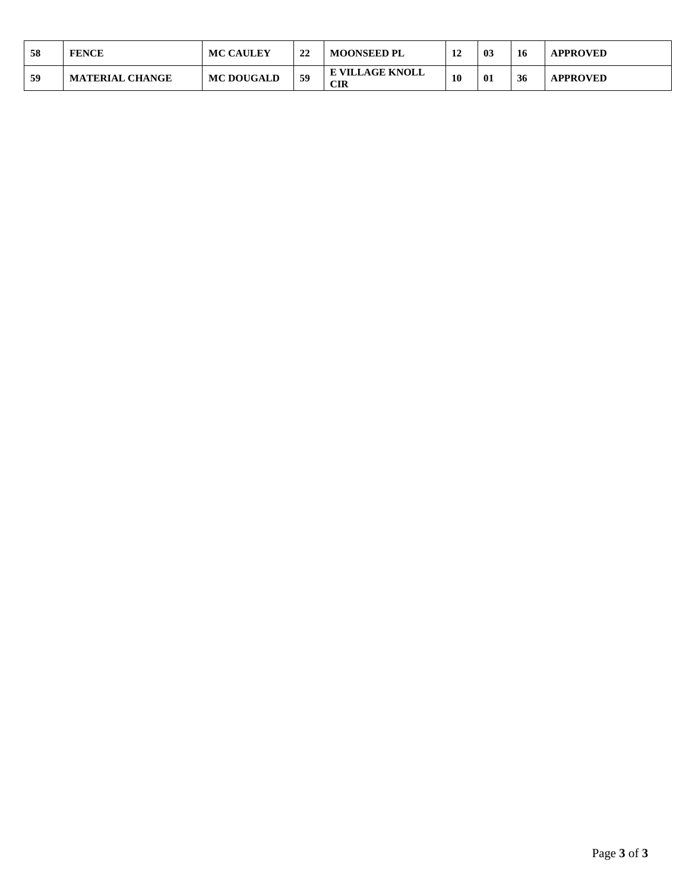| | | | | | | | | |
|---|---|---|---|---|---|---|---|---|
| 58 | FENCE | MC CAULEY | 22 | MOONSEED PL | 12 | 03 | 16 | APPROVED |
| 59 | MATERIAL CHANGE | MC DOUGALD | 59 | E VILLAGE KNOLL CIR | 10 | 01 | 36 | APPROVED |